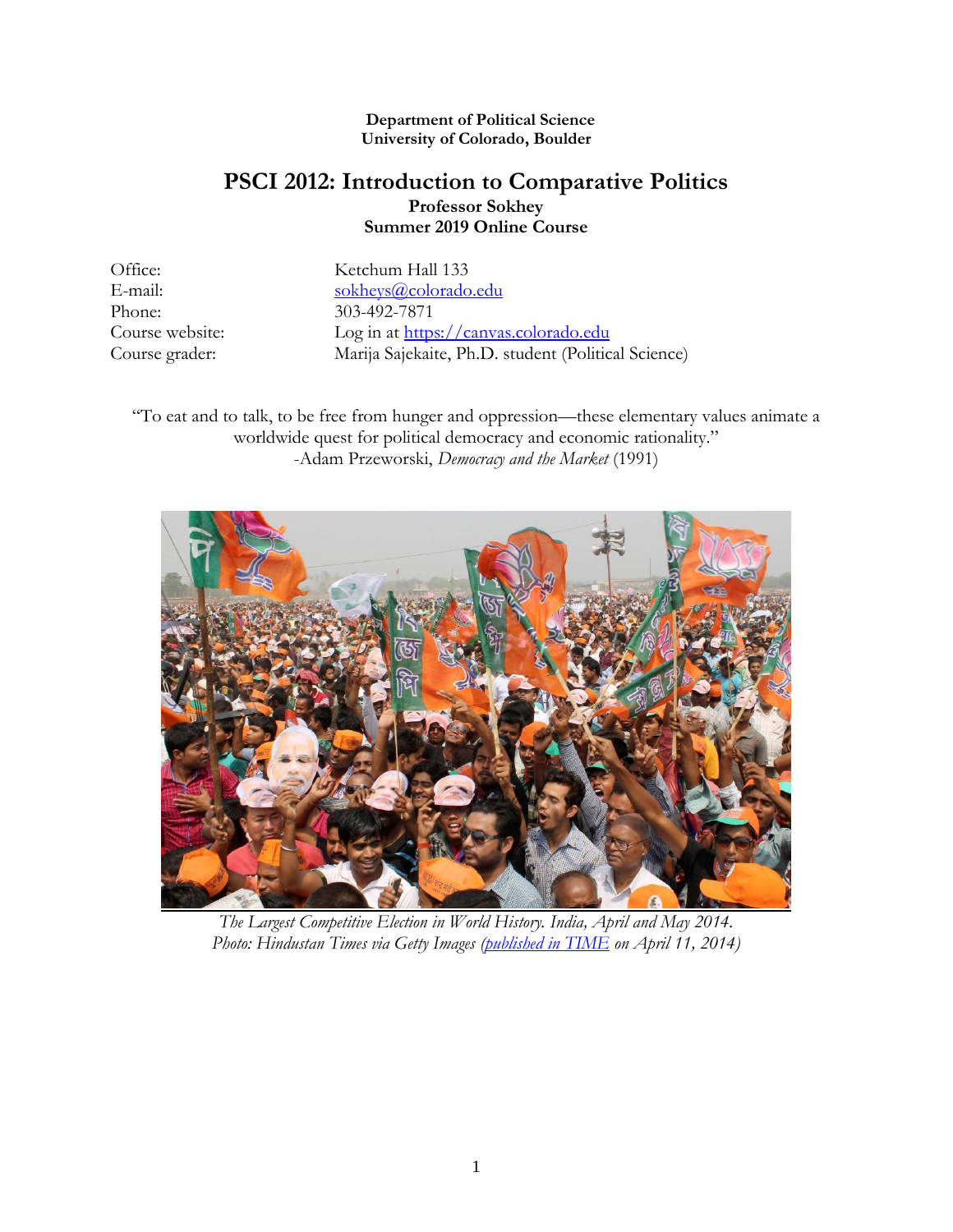**Department of Political Science**
**University of Colorado, Boulder**

# PSCI 2012: Introduction to Comparative Politics

**Professor Sokhey**
**Summer 2019 Online Course**

| | |
|---|---|
| Office: | Ketchum Hall 133 |
| E-mail: | sokheys@colorado.edu |
| Phone: | 303-492-7871 |
| Course website: | Log in at https://canvas.colorado.edu |
| Course grader: | Marija Sajekaite, Ph.D. student (Political Science) |

"To eat and to talk, to be free from hunger and oppression—these elementary values animate a worldwide quest for political democracy and economic rationality."
-Adam Przeworski, *Democracy and the Market* (1991)

*The Largest Competitive Election in World History. India, April and May 2014.*
*Photo: Hindustan Times via Getty Images (published in TIME on April 11, 2014)*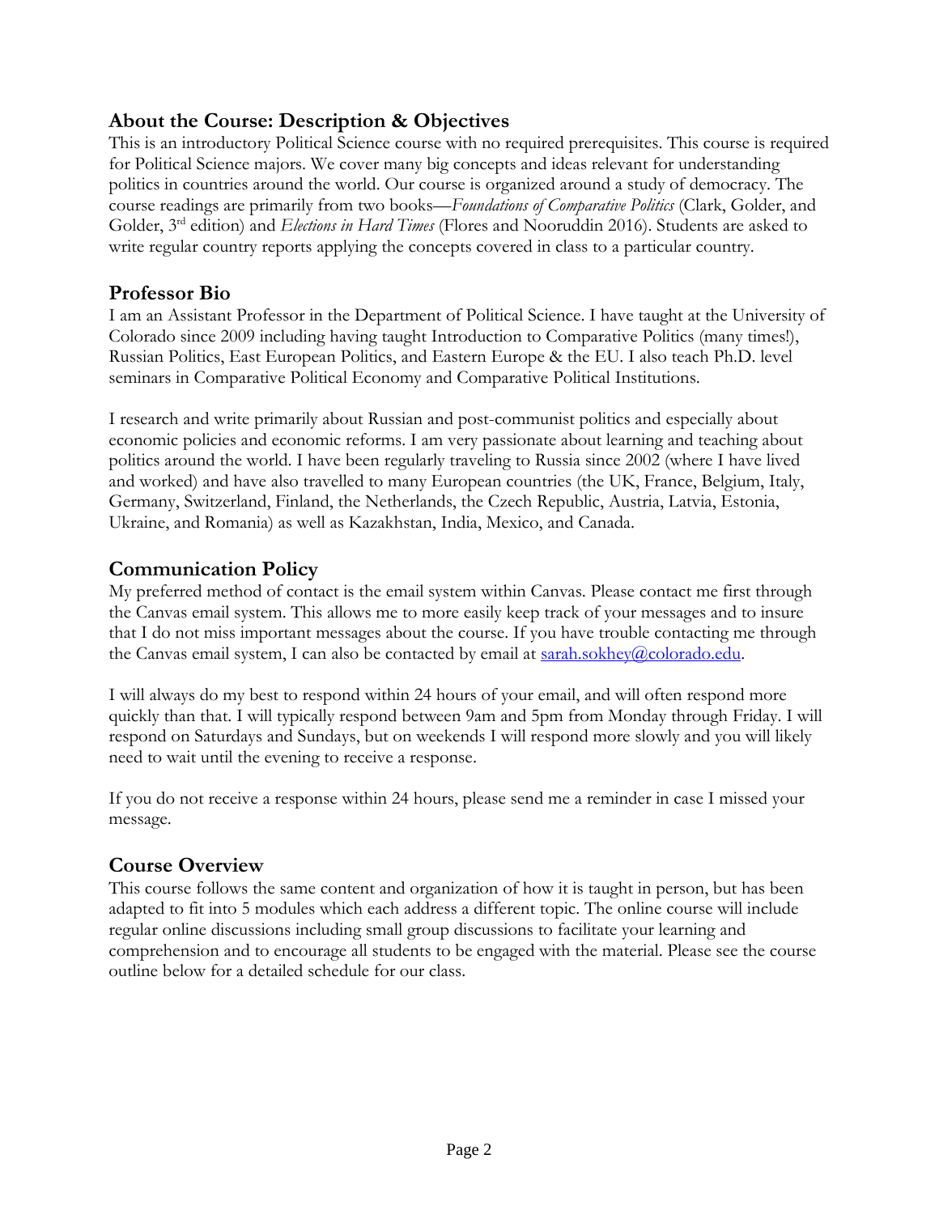## About the Course: Description & Objectives

This is an introductory Political Science course with no required prerequisites. This course is required for Political Science majors. We cover many big concepts and ideas relevant for understanding politics in countries around the world. Our course is organized around a study of democracy. The course readings are primarily from two books—*Foundations of Comparative Politics* (Clark, Golder, and Golder, 3rd edition) and *Elections in Hard Times* (Flores and Nooruddin 2016). Students are asked to write regular country reports applying the concepts covered in class to a particular country.

## Professor Bio

I am an Assistant Professor in the Department of Political Science. I have taught at the University of Colorado since 2009 including having taught Introduction to Comparative Politics (many times!), Russian Politics, East European Politics, and Eastern Europe & the EU. I also teach Ph.D. level seminars in Comparative Political Economy and Comparative Political Institutions.

I research and write primarily about Russian and post-communist politics and especially about economic policies and economic reforms. I am very passionate about learning and teaching about politics around the world. I have been regularly traveling to Russia since 2002 (where I have lived and worked) and have also travelled to many European countries (the UK, France, Belgium, Italy, Germany, Switzerland, Finland, the Netherlands, the Czech Republic, Austria, Latvia, Estonia, Ukraine, and Romania) as well as Kazakhstan, India, Mexico, and Canada.

## Communication Policy

My preferred method of contact is the email system within Canvas. Please contact me first through the Canvas email system. This allows me to more easily keep track of your messages and to insure that I do not miss important messages about the course. If you have trouble contacting me through the Canvas email system, I can also be contacted by email at sarah.sokhey@colorado.edu.

I will always do my best to respond within 24 hours of your email, and will often respond more quickly than that. I will typically respond between 9am and 5pm from Monday through Friday. I will respond on Saturdays and Sundays, but on weekends I will respond more slowly and you will likely need to wait until the evening to receive a response.

If you do not receive a response within 24 hours, please send me a reminder in case I missed your message.

## Course Overview

This course follows the same content and organization of how it is taught in person, but has been adapted to fit into 5 modules which each address a different topic. The online course will include regular online discussions including small group discussions to facilitate your learning and comprehension and to encourage all students to be engaged with the material. Please see the course outline below for a detailed schedule for our class.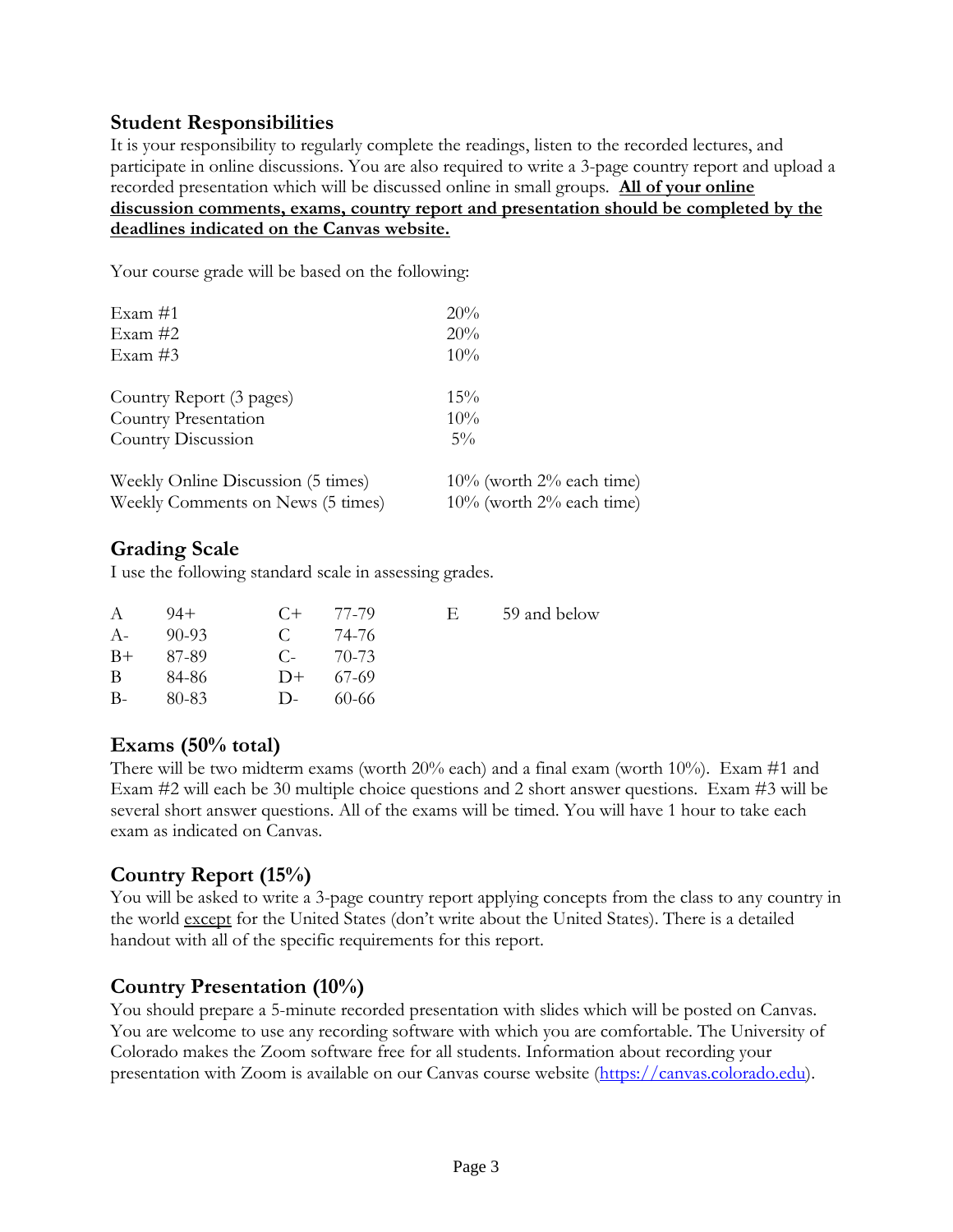## Student Responsibilities

It is your responsibility to regularly complete the readings, listen to the recorded lectures, and participate in online discussions. You are also required to write a 3-page country report and upload a recorded presentation which will be discussed online in small groups. **<u>All of your online discussion comments, exams, country report and presentation should be completed by the deadlines indicated on the Canvas website.</u>**

Your course grade will be based on the following:

| | |
|---|---|
| Exam #1 | 20% |
| Exam #2 | 20% |
| Exam #3 | 10% |
| | |
| Country Report (3 pages) | 15% |
| Country Presentation | 10% |
| Country Discussion | 5% |
| | |
| Weekly Online Discussion (5 times) | 10% (worth 2% each time) |
| Weekly Comments on News (5 times) | 10% (worth 2% each time) |

## Grading Scale

I use the following standard scale in assessing grades.

| | | | | | |
|---|---|---|---|---|---|
| A | 94+ | C+ | 77-79 | E | 59 and below |
| A- | 90-93 | C | 74-76 | | |
| B+ | 87-89 | C- | 70-73 | | |
| B | 84-86 | D+ | 67-69 | | |
| B- | 80-83 | D- | 60-66 | | |

## Exams (50% total)

There will be two midterm exams (worth 20% each) and a final exam (worth 10%). Exam #1 and Exam #2 will each be 30 multiple choice questions and 2 short answer questions. Exam #3 will be several short answer questions. All of the exams will be timed. You will have 1 hour to take each exam as indicated on Canvas.

## Country Report (15%)

You will be asked to write a 3-page country report applying concepts from the class to any country in the world <u>except</u> for the United States (don't write about the United States). There is a detailed handout with all of the specific requirements for this report.

## Country Presentation (10%)

You should prepare a 5-minute recorded presentation with slides which will be posted on Canvas. You are welcome to use any recording software with which you are comfortable. The University of Colorado makes the Zoom software free for all students. Information about recording your presentation with Zoom is available on our Canvas course website (https://canvas.colorado.edu).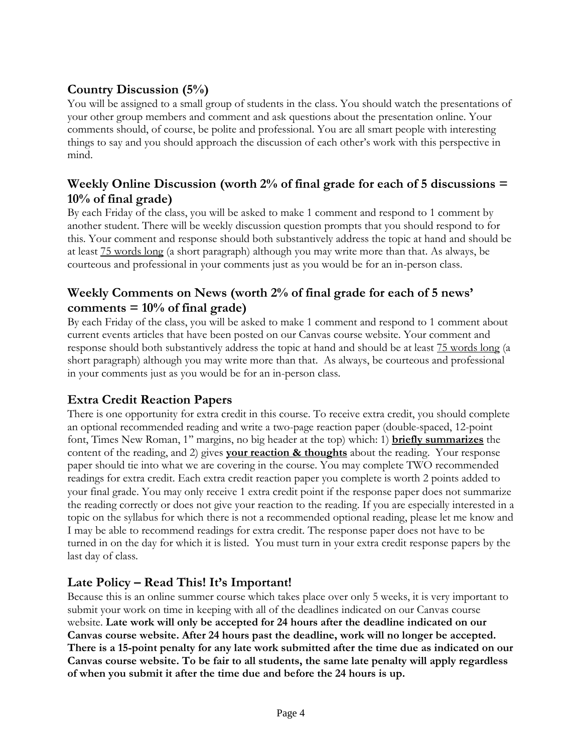## Country Discussion (5%)

You will be assigned to a small group of students in the class. You should watch the presentations of your other group members and comment and ask questions about the presentation online. Your comments should, of course, be polite and professional. You are all smart people with interesting things to say and you should approach the discussion of each other's work with this perspective in mind.

## Weekly Online Discussion (worth 2% of final grade for each of 5 discussions = 10% of final grade)

By each Friday of the class, you will be asked to make 1 comment and respond to 1 comment by another student. There will be weekly discussion question prompts that you should respond to for this. Your comment and response should both substantively address the topic at hand and should be at least <u>75 words long</u> (a short paragraph) although you may write more than that. As always, be courteous and professional in your comments just as you would be for an in-person class.

## Weekly Comments on News (worth 2% of final grade for each of 5 news' comments = 10% of final grade)

By each Friday of the class, you will be asked to make 1 comment and respond to 1 comment about current events articles that have been posted on our Canvas course website. Your comment and response should both substantively address the topic at hand and should be at least <u>75 words long</u> (a short paragraph) although you may write more than that. As always, be courteous and professional in your comments just as you would be for an in-person class.

## Extra Credit Reaction Papers

There is one opportunity for extra credit in this course. To receive extra credit, you should complete an optional recommended reading and write a two-page reaction paper (double-spaced, 12-point font, Times New Roman, 1" margins, no big header at the top) which: 1) <u>**briefly summarizes**</u> the content of the reading, and 2) gives <u>**your reaction & thoughts**</u> about the reading. Your response paper should tie into what we are covering in the course. You may complete TWO recommended readings for extra credit. Each extra credit reaction paper you complete is worth 2 points added to your final grade. You may only receive 1 extra credit point if the response paper does not summarize the reading correctly or does not give your reaction to the reading. If you are especially interested in a topic on the syllabus for which there is not a recommended optional reading, please let me know and I may be able to recommend readings for extra credit. The response paper does not have to be turned in on the day for which it is listed. You must turn in your extra credit response papers by the last day of class.

## Late Policy – Read This! It's Important!

Because this is an online summer course which takes place over only 5 weeks, it is very important to submit your work on time in keeping with all of the deadlines indicated on our Canvas course website. **Late work will only be accepted for 24 hours after the deadline indicated on our Canvas course website. After 24 hours past the deadline, work will no longer be accepted. There is a 15-point penalty for any late work submitted after the time due as indicated on our Canvas course website. To be fair to all students, the same late penalty will apply regardless of when you submit it after the time due and before the 24 hours is up.**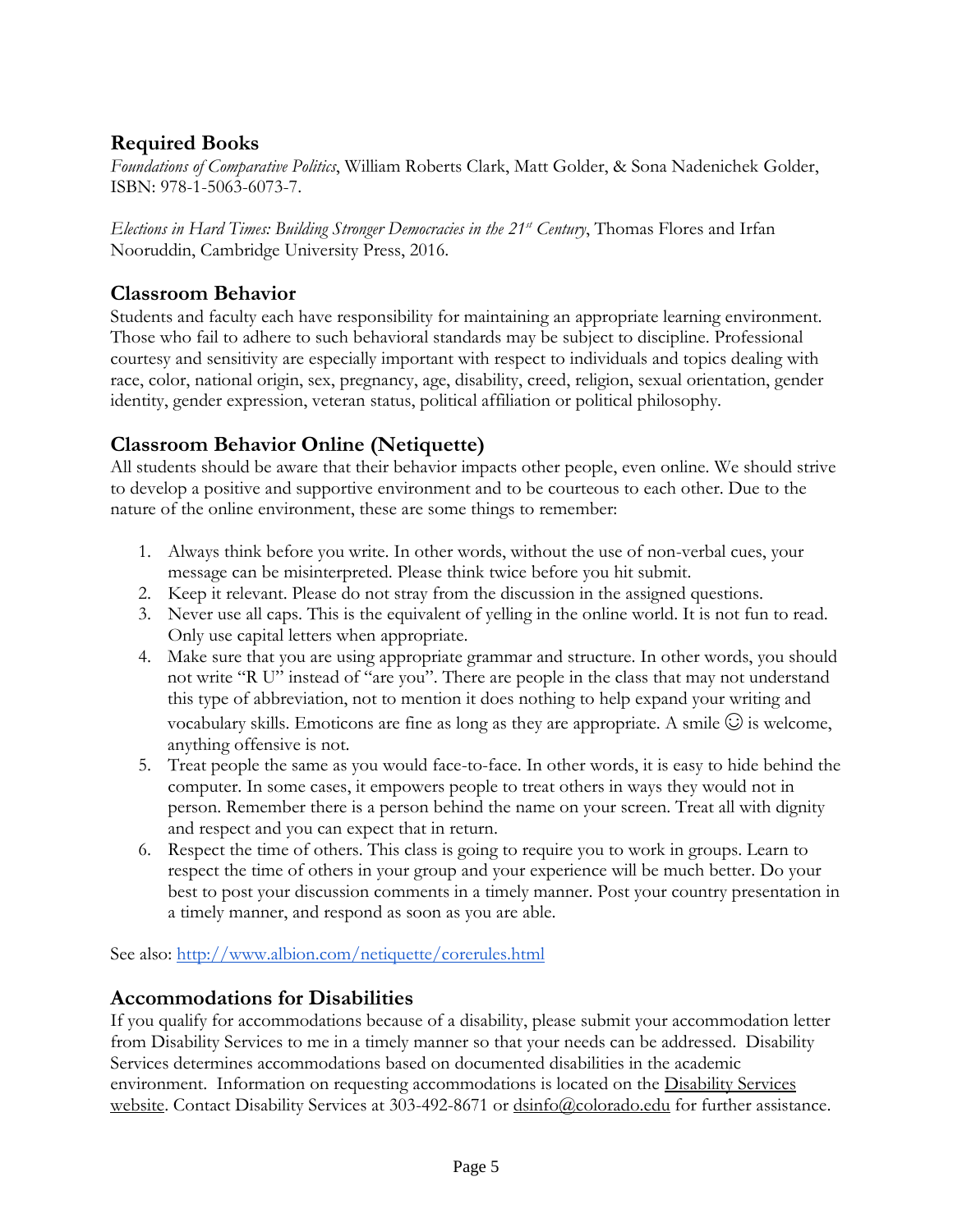## Required Books

*Foundations of Comparative Politics*, William Roberts Clark, Matt Golder, & Sona Nadenichek Golder, ISBN: 978-1-5063-6073-7.

*Elections in Hard Times: Building Stronger Democracies in the 21st Century*, Thomas Flores and Irfan Nooruddin, Cambridge University Press, 2016.

## Classroom Behavior

Students and faculty each have responsibility for maintaining an appropriate learning environment. Those who fail to adhere to such behavioral standards may be subject to discipline. Professional courtesy and sensitivity are especially important with respect to individuals and topics dealing with race, color, national origin, sex, pregnancy, age, disability, creed, religion, sexual orientation, gender identity, gender expression, veteran status, political affiliation or political philosophy.

## Classroom Behavior Online (Netiquette)

All students should be aware that their behavior impacts other people, even online. We should strive to develop a positive and supportive environment and to be courteous to each other. Due to the nature of the online environment, these are some things to remember:

1. Always think before you write. In other words, without the use of non-verbal cues, your message can be misinterpreted. Please think twice before you hit submit.
2. Keep it relevant. Please do not stray from the discussion in the assigned questions.
3. Never use all caps. This is the equivalent of yelling in the online world. It is not fun to read. Only use capital letters when appropriate.
4. Make sure that you are using appropriate grammar and structure. In other words, you should not write "R U" instead of "are you". There are people in the class that may not understand this type of abbreviation, not to mention it does nothing to help expand your writing and vocabulary skills. Emoticons are fine as long as they are appropriate. A smile ☺ is welcome, anything offensive is not.
5. Treat people the same as you would face-to-face. In other words, it is easy to hide behind the computer. In some cases, it empowers people to treat others in ways they would not in person. Remember there is a person behind the name on your screen. Treat all with dignity and respect and you can expect that in return.
6. Respect the time of others. This class is going to require you to work in groups. Learn to respect the time of others in your group and your experience will be much better. Do your best to post your discussion comments in a timely manner. Post your country presentation in a timely manner, and respond as soon as you are able.

See also: http://www.albion.com/netiquette/corerules.html

## Accommodations for Disabilities

If you qualify for accommodations because of a disability, please submit your accommodation letter from Disability Services to me in a timely manner so that your needs can be addressed. Disability Services determines accommodations based on documented disabilities in the academic environment. Information on requesting accommodations is located on the Disability Services website. Contact Disability Services at 303-492-8671 or dsinfo@colorado.edu for further assistance.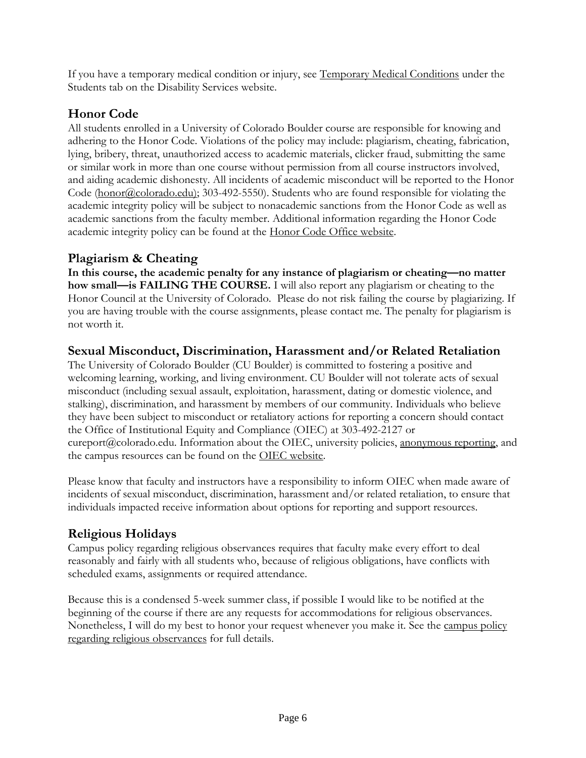If you have a temporary medical condition or injury, see Temporary Medical Conditions under the Students tab on the Disability Services website.

## Honor Code

All students enrolled in a University of Colorado Boulder course are responsible for knowing and adhering to the Honor Code. Violations of the policy may include: plagiarism, cheating, fabrication, lying, bribery, threat, unauthorized access to academic materials, clicker fraud, submitting the same or similar work in more than one course without permission from all course instructors involved, and aiding academic dishonesty. All incidents of academic misconduct will be reported to the Honor Code (honor@colorado.edu); 303-492-5550). Students who are found responsible for violating the academic integrity policy will be subject to nonacademic sanctions from the Honor Code as well as academic sanctions from the faculty member. Additional information regarding the Honor Code academic integrity policy can be found at the Honor Code Office website.

## Plagiarism & Cheating

**In this course, the academic penalty for any instance of plagiarism or cheating—no matter how small—is FAILING THE COURSE.** I will also report any plagiarism or cheating to the Honor Council at the University of Colorado. Please do not risk failing the course by plagiarizing. If you are having trouble with the course assignments, please contact me. The penalty for plagiarism is not worth it.

## Sexual Misconduct, Discrimination, Harassment and/or Related Retaliation

The University of Colorado Boulder (CU Boulder) is committed to fostering a positive and welcoming learning, working, and living environment. CU Boulder will not tolerate acts of sexual misconduct (including sexual assault, exploitation, harassment, dating or domestic violence, and stalking), discrimination, and harassment by members of our community. Individuals who believe they have been subject to misconduct or retaliatory actions for reporting a concern should contact the Office of Institutional Equity and Compliance (OIEC) at 303-492-2127 or cureport@colorado.edu. Information about the OIEC, university policies, anonymous reporting, and the campus resources can be found on the OIEC website.

Please know that faculty and instructors have a responsibility to inform OIEC when made aware of incidents of sexual misconduct, discrimination, harassment and/or related retaliation, to ensure that individuals impacted receive information about options for reporting and support resources.

## Religious Holidays

Campus policy regarding religious observances requires that faculty make every effort to deal reasonably and fairly with all students who, because of religious obligations, have conflicts with scheduled exams, assignments or required attendance.

Because this is a condensed 5-week summer class, if possible I would like to be notified at the beginning of the course if there are any requests for accommodations for religious observances. Nonetheless, I will do my best to honor your request whenever you make it. See the campus policy regarding religious observances for full details.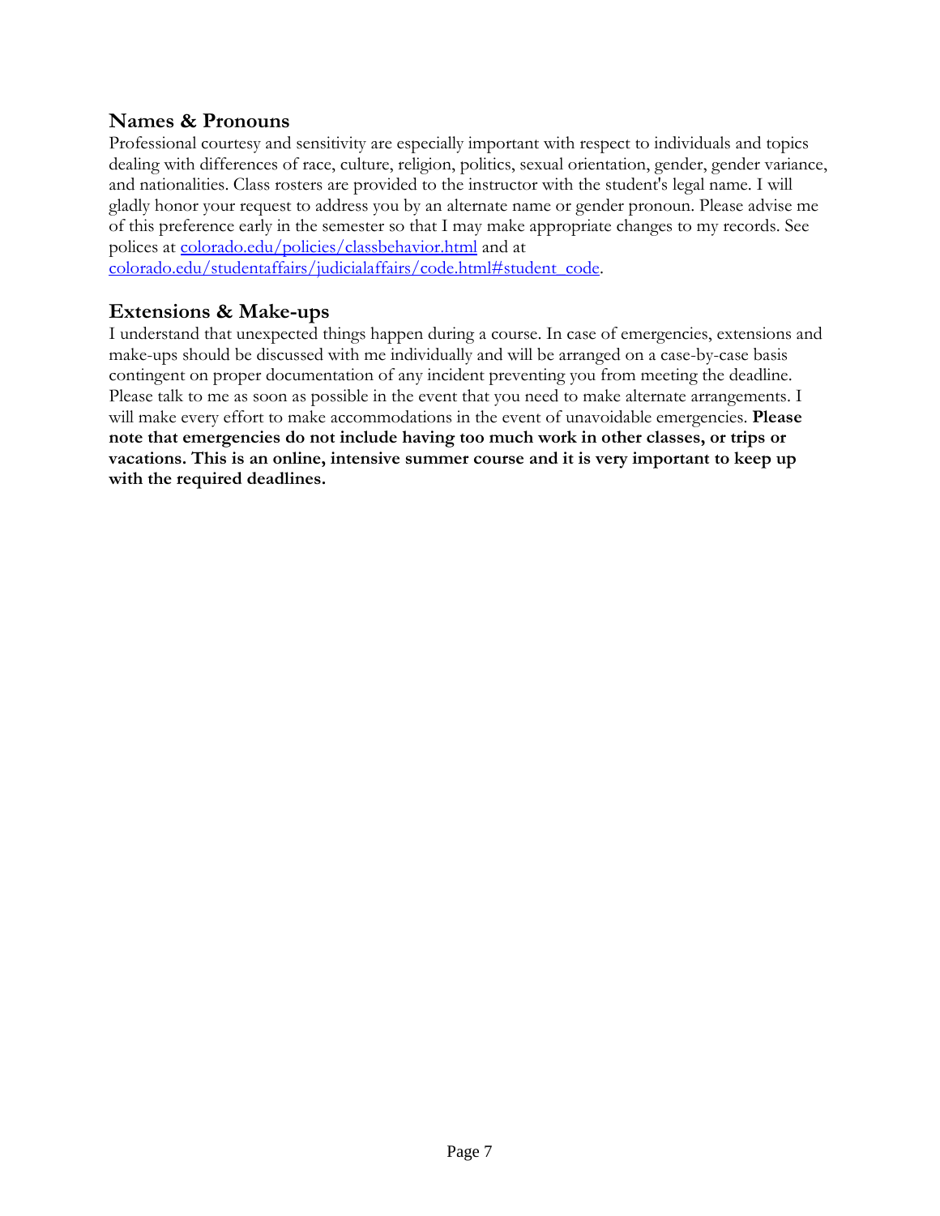## Names & Pronouns

Professional courtesy and sensitivity are especially important with respect to individuals and topics dealing with differences of race, culture, religion, politics, sexual orientation, gender, gender variance, and nationalities. Class rosters are provided to the instructor with the student's legal name. I will gladly honor your request to address you by an alternate name or gender pronoun. Please advise me of this preference early in the semester so that I may make appropriate changes to my records. See polices at [colorado.edu/policies/classbehavior.html](colorado.edu/policies/classbehavior.html) and at [colorado.edu/studentaffairs/judicialaffairs/code.html#student_code](colorado.edu/studentaffairs/judicialaffairs/code.html#student_code).

## Extensions & Make-ups

I understand that unexpected things happen during a course. In case of emergencies, extensions and make-ups should be discussed with me individually and will be arranged on a case-by-case basis contingent on proper documentation of any incident preventing you from meeting the deadline. Please talk to me as soon as possible in the event that you need to make alternate arrangements. I will make every effort to make accommodations in the event of unavoidable emergencies. **Please note that emergencies do not include having too much work in other classes, or trips or vacations. This is an online, intensive summer course and it is very important to keep up with the required deadlines.**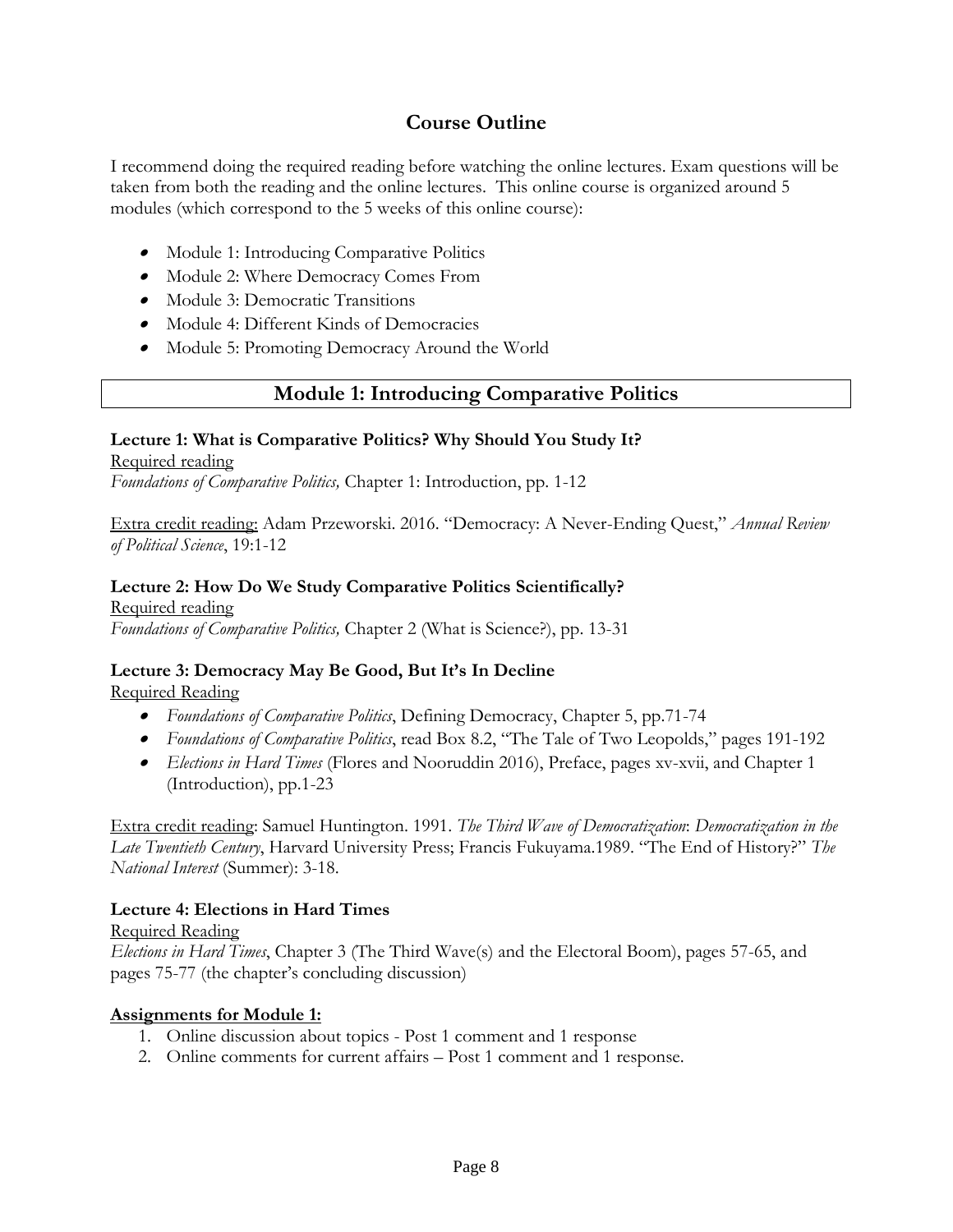## Course Outline

I recommend doing the required reading before watching the online lectures. Exam questions will be taken from both the reading and the online lectures. This online course is organized around 5 modules (which correspond to the 5 weeks of this online course):

- Module 1: Introducing Comparative Politics
- Module 2: Where Democracy Comes From
- Module 3: Democratic Transitions
- Module 4: Different Kinds of Democracies
- Module 5: Promoting Democracy Around the World

## Module 1: Introducing Comparative Politics

**Lecture 1: What is Comparative Politics? Why Should You Study It?**

Required reading

*Foundations of Comparative Politics,* Chapter 1: Introduction, pp. 1-12

Extra credit reading: Adam Przeworski. 2016. "Democracy: A Never-Ending Quest," *Annual Review of Political Science*, 19:1-12

**Lecture 2: How Do We Study Comparative Politics Scientifically?**

Required reading

*Foundations of Comparative Politics,* Chapter 2 (What is Science?), pp. 13-31

**Lecture 3: Democracy May Be Good, But It's In Decline**

Required Reading

- *Foundations of Comparative Politics*, Defining Democracy, Chapter 5, pp.71-74
- *Foundations of Comparative Politics*, read Box 8.2, "The Tale of Two Leopolds," pages 191-192
- *Elections in Hard Times* (Flores and Nooruddin 2016), Preface, pages xv-xvii, and Chapter 1 (Introduction), pp.1-23

Extra credit reading: Samuel Huntington. 1991. *The Third Wave of Democratization*: *Democratization in the Late Twentieth Century*, Harvard University Press; Francis Fukuyama.1989. "The End of History?" *The National Interest* (Summer): 3-18.

**Lecture 4: Elections in Hard Times**

Required Reading

*Elections in Hard Times*, Chapter 3 (The Third Wave(s) and the Electoral Boom), pages 57-65, and pages 75-77 (the chapter's concluding discussion)

**Assignments for Module 1:**

1. Online discussion about topics - Post 1 comment and 1 response
2. Online comments for current affairs – Post 1 comment and 1 response.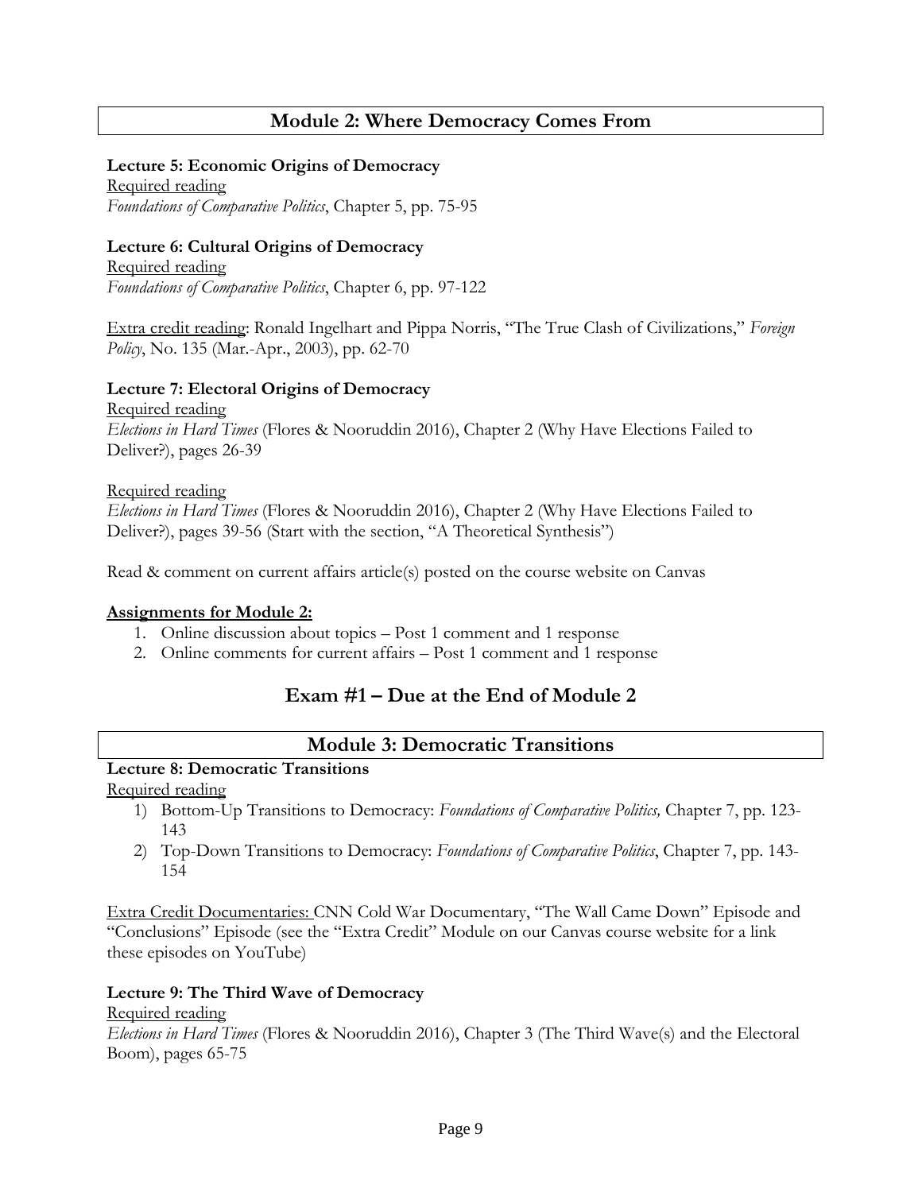## Module 2: Where Democracy Comes From

**Lecture 5: Economic Origins of Democracy**

Required reading

*Foundations of Comparative Politics*, Chapter 5, pp. 75-95

**Lecture 6: Cultural Origins of Democracy**

Required reading

*Foundations of Comparative Politics*, Chapter 6, pp. 97-122

Extra credit reading: Ronald Ingelhart and Pippa Norris, "The True Clash of Civilizations," *Foreign Policy*, No. 135 (Mar.-Apr., 2003), pp. 62-70

**Lecture 7: Electoral Origins of Democracy**

Required reading

*Elections in Hard Times* (Flores & Nooruddin 2016), Chapter 2 (Why Have Elections Failed to Deliver?), pages 26-39

Required reading

*Elections in Hard Times* (Flores & Nooruddin 2016), Chapter 2 (Why Have Elections Failed to Deliver?), pages 39-56 (Start with the section, "A Theoretical Synthesis")

Read & comment on current affairs article(s) posted on the course website on Canvas

**Assignments for Module 2:**

1. Online discussion about topics – Post 1 comment and 1 response
2. Online comments for current affairs – Post 1 comment and 1 response

## Exam #1 – Due at the End of Module 2

## Module 3: Democratic Transitions

**Lecture 8: Democratic Transitions**

Required reading

1) Bottom-Up Transitions to Democracy: *Foundations of Comparative Politics,* Chapter 7, pp. 123-143
2) Top-Down Transitions to Democracy: *Foundations of Comparative Politics*, Chapter 7, pp. 143-154

Extra Credit Documentaries: CNN Cold War Documentary, "The Wall Came Down" Episode and "Conclusions" Episode (see the "Extra Credit" Module on our Canvas course website for a link these episodes on YouTube)

**Lecture 9: The Third Wave of Democracy**

Required reading

*Elections in Hard Times* (Flores & Nooruddin 2016), Chapter 3 (The Third Wave(s) and the Electoral Boom), pages 65-75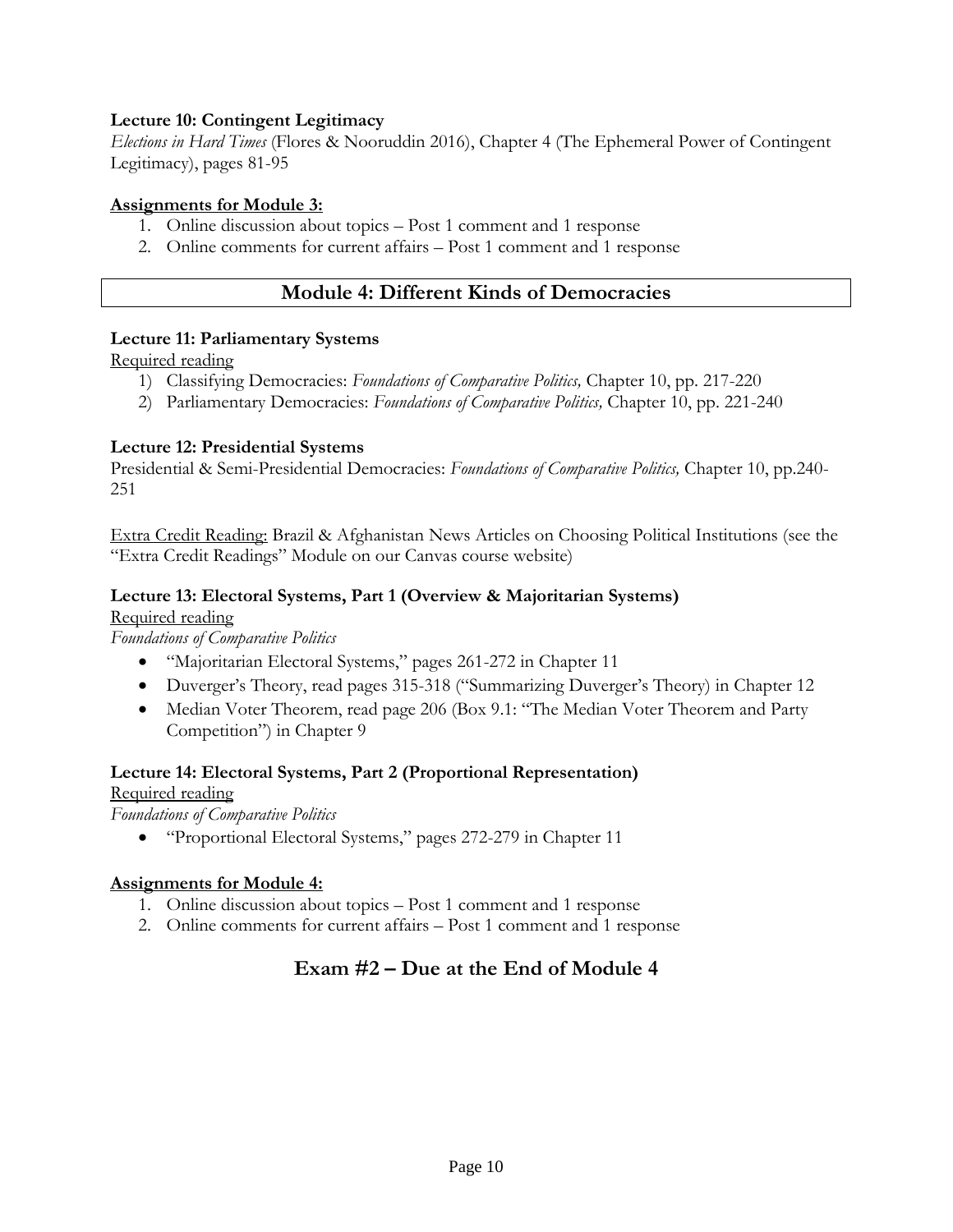**Lecture 10: Contingent Legitimacy**
*Elections in Hard Times* (Flores & Nooruddin 2016), Chapter 4 (The Ephemeral Power of Contingent Legitimacy), pages 81-95

**<u>Assignments for Module 3:</u>**

1. Online discussion about topics – Post 1 comment and 1 response
2. Online comments for current affairs – Post 1 comment and 1 response

## Module 4: Different Kinds of Democracies

**Lecture 11: Parliamentary Systems**
<u>Required reading</u>

1) Classifying Democracies: *Foundations of Comparative Politics,* Chapter 10, pp. 217-220
2) Parliamentary Democracies: *Foundations of Comparative Politics,* Chapter 10, pp. 221-240

**Lecture 12: Presidential Systems**
Presidential & Semi-Presidential Democracies: *Foundations of Comparative Politics,* Chapter 10, pp.240-251

<u>Extra Credit Reading:</u> Brazil & Afghanistan News Articles on Choosing Political Institutions (see the "Extra Credit Readings" Module on our Canvas course website)

**Lecture 13: Electoral Systems, Part 1 (Overview & Majoritarian Systems)**
<u>Required reading</u>
*Foundations of Comparative Politics*

- "Majoritarian Electoral Systems," pages 261-272 in Chapter 11
- Duverger's Theory, read pages 315-318 ("Summarizing Duverger's Theory) in Chapter 12
- Median Voter Theorem, read page 206 (Box 9.1: "The Median Voter Theorem and Party Competition") in Chapter 9

**Lecture 14: Electoral Systems, Part 2 (Proportional Representation)**
<u>Required reading</u>
*Foundations of Comparative Politics*

- "Proportional Electoral Systems," pages 272-279 in Chapter 11

**<u>Assignments for Module 4:</u>**

1. Online discussion about topics – Post 1 comment and 1 response
2. Online comments for current affairs – Post 1 comment and 1 response

## Exam #2 – Due at the End of Module 4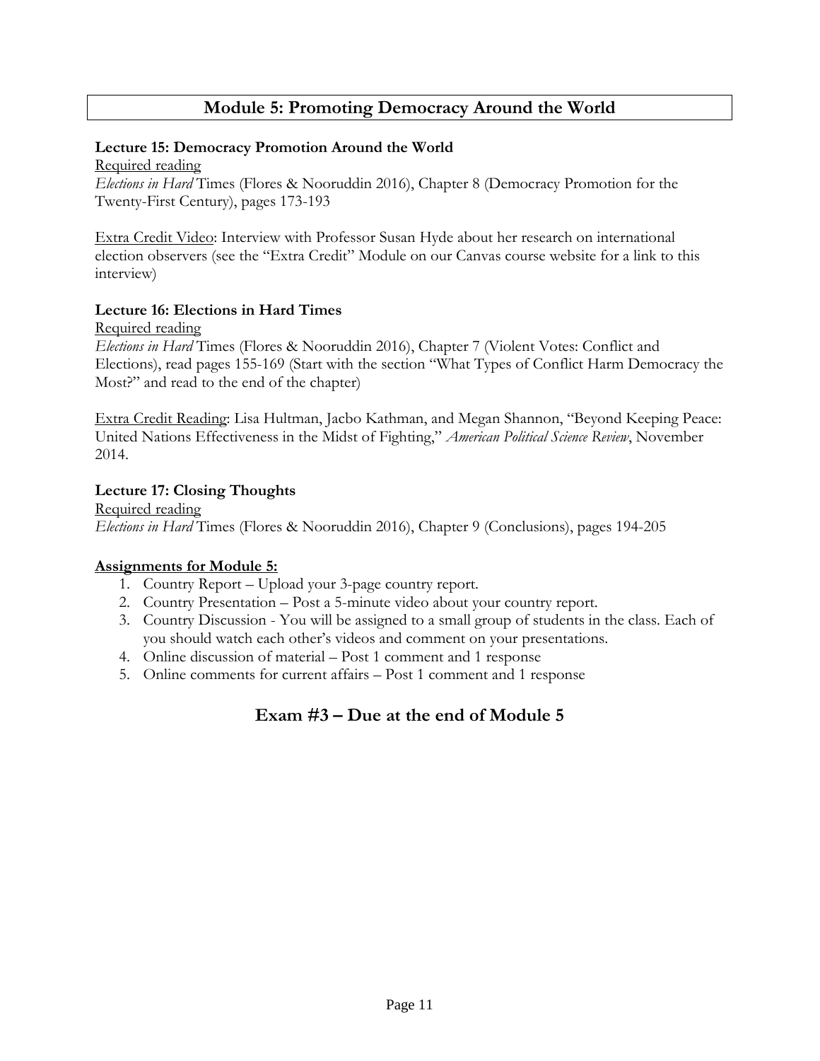## Module 5: Promoting Democracy Around the World

**Lecture 15: Democracy Promotion Around the World**

Required reading

*Elections in Hard* Times (Flores & Nooruddin 2016), Chapter 8 (Democracy Promotion for the Twenty-First Century), pages 173-193

Extra Credit Video: Interview with Professor Susan Hyde about her research on international election observers (see the "Extra Credit" Module on our Canvas course website for a link to this interview)

**Lecture 16: Elections in Hard Times**

Required reading

*Elections in Hard* Times (Flores & Nooruddin 2016), Chapter 7 (Violent Votes: Conflict and Elections), read pages 155-169 (Start with the section "What Types of Conflict Harm Democracy the Most?" and read to the end of the chapter)

Extra Credit Reading: Lisa Hultman, Jacbo Kathman, and Megan Shannon, "Beyond Keeping Peace: United Nations Effectiveness in the Midst of Fighting," *American Political Science Review*, November 2014.

**Lecture 17: Closing Thoughts**

Required reading

*Elections in Hard* Times (Flores & Nooruddin 2016), Chapter 9 (Conclusions), pages 194-205

**Assignments for Module 5:**

1. Country Report – Upload your 3-page country report.
2. Country Presentation – Post a 5-minute video about your country report.
3. Country Discussion - You will be assigned to a small group of students in the class. Each of you should watch each other's videos and comment on your presentations.
4. Online discussion of material – Post 1 comment and 1 response
5. Online comments for current affairs – Post 1 comment and 1 response

## Exam #3 – Due at the end of Module 5